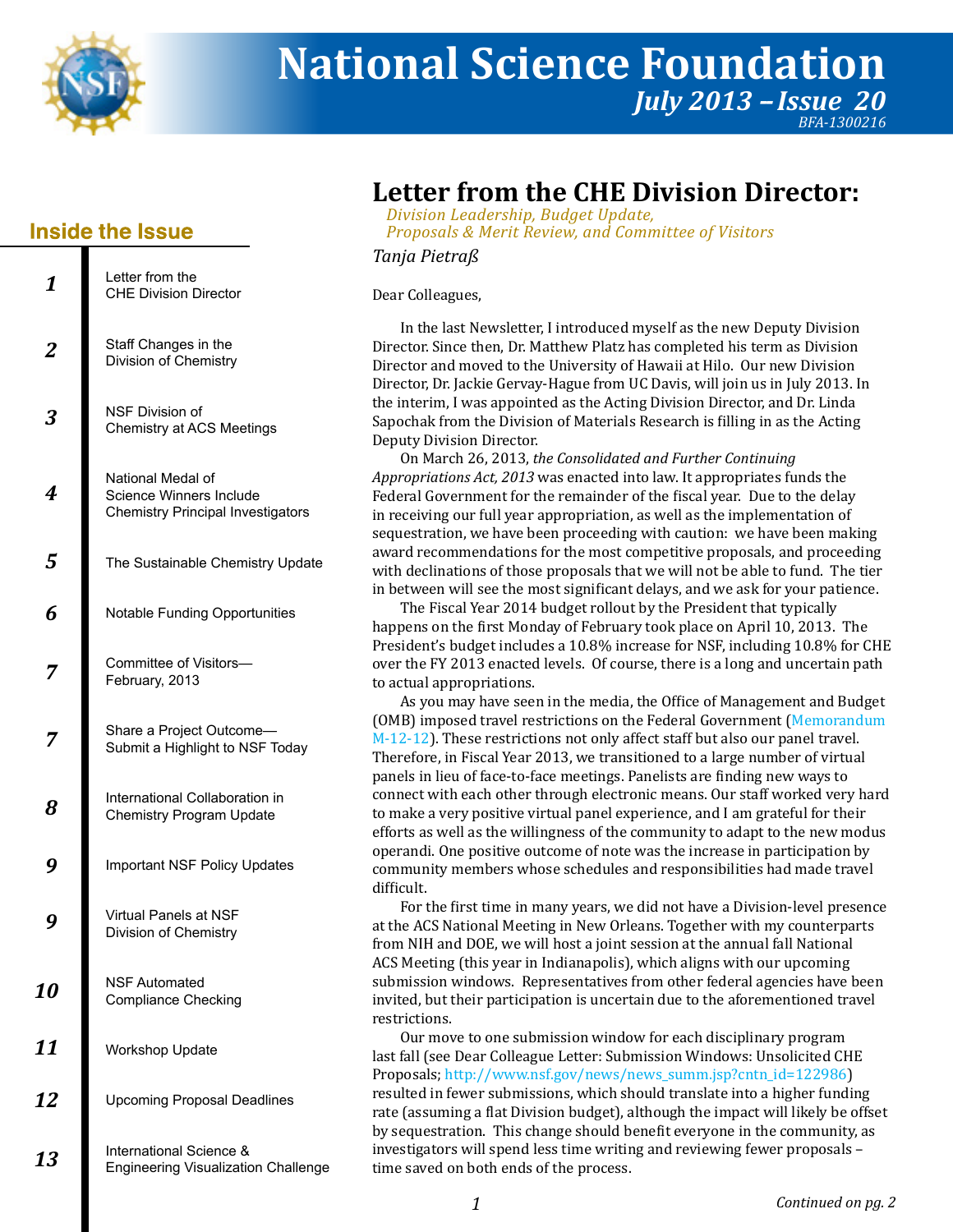# National Science Foundation

*July 2013 – Issue 20*

*BFA-1300216*

## Inside the Issue

| | |
|---|---|
| 1 | Letter from the CHE Division Director |
| 2 | Staff Changes in the Division of Chemistry |
| 3 | NSF Division of Chemistry at ACS Meetings |
| 4 | National Medal of Science Winners Include Chemistry Principal Investigators |
| 5 | The Sustainable Chemistry Update |
| 6 | Notable Funding Opportunities |
| 7 | Committee of Visitors—February, 2013 |
| 7 | Share a Project Outcome—Submit a Highlight to NSF Today |
| 8 | International Collaboration in Chemistry Program Update |
| 9 | Important NSF Policy Updates |
| 9 | Virtual Panels at NSF Division of Chemistry |
| 10 | NSF Automated Compliance Checking |
| 11 | Workshop Update |
| 12 | Upcoming Proposal Deadlines |
| 13 | International Science & Engineering Visualization Challenge |

# Letter from the CHE Division Director:

*Division Leadership, Budget Update, Proposals & Merit Review, and Committee of Visitors*

*Tanja Pietraß*

Dear Colleagues,

In the last Newsletter, I introduced myself as the new Deputy Division Director. Since then, Dr. Matthew Platz has completed his term as Division Director and moved to the University of Hawaii at Hilo. Our new Division Director, Dr. Jackie Gervay-Hague from UC Davis, will join us in July 2013. In the interim, I was appointed as the Acting Division Director, and Dr. Linda Sapochak from the Division of Materials Research is filling in as the Acting Deputy Division Director.

On March 26, 2013, *the Consolidated and Further Continuing Appropriations Act, 2013* was enacted into law. It appropriates funds the Federal Government for the remainder of the fiscal year. Due to the delay in receiving our full year appropriation, as well as the implementation of sequestration, we have been proceeding with caution: we have been making award recommendations for the most competitive proposals, and proceeding with declinations of those proposals that we will not be able to fund. The tier in between will see the most significant delays, and we ask for your patience.

The Fiscal Year 2014 budget rollout by the President that typically happens on the first Monday of February took place on April 10, 2013. The President's budget includes a 10.8% increase for NSF, including 10.8% for CHE over the FY 2013 enacted levels. Of course, there is a long and uncertain path to actual appropriations.

As you may have seen in the media, the Office of Management and Budget (OMB) imposed travel restrictions on the Federal Government (Memorandum M-12-12). These restrictions not only affect staff but also our panel travel. Therefore, in Fiscal Year 2013, we transitioned to a large number of virtual panels in lieu of face-to-face meetings. Panelists are finding new ways to connect with each other through electronic means. Our staff worked very hard to make a very positive virtual panel experience, and I am grateful for their efforts as well as the willingness of the community to adapt to the new modus operandi. One positive outcome of note was the increase in participation by community members whose schedules and responsibilities had made travel difficult.

For the first time in many years, we did not have a Division-level presence at the ACS National Meeting in New Orleans. Together with my counterparts from NIH and DOE, we will host a joint session at the annual fall National ACS Meeting (this year in Indianapolis), which aligns with our upcoming submission windows. Representatives from other federal agencies have been invited, but their participation is uncertain due to the aforementioned travel restrictions.

Our move to one submission window for each disciplinary program last fall (see Dear Colleague Letter: Submission Windows: Unsolicited CHE Proposals; http://www.nsf.gov/news/news_summ.jsp?cntn_id=122986) resulted in fewer submissions, which should translate into a higher funding rate (assuming a flat Division budget), although the impact will likely be offset by sequestration. This change should benefit everyone in the community, as investigators will spend less time writing and reviewing fewer proposals – time saved on both ends of the process.

*Continued on pg. 2*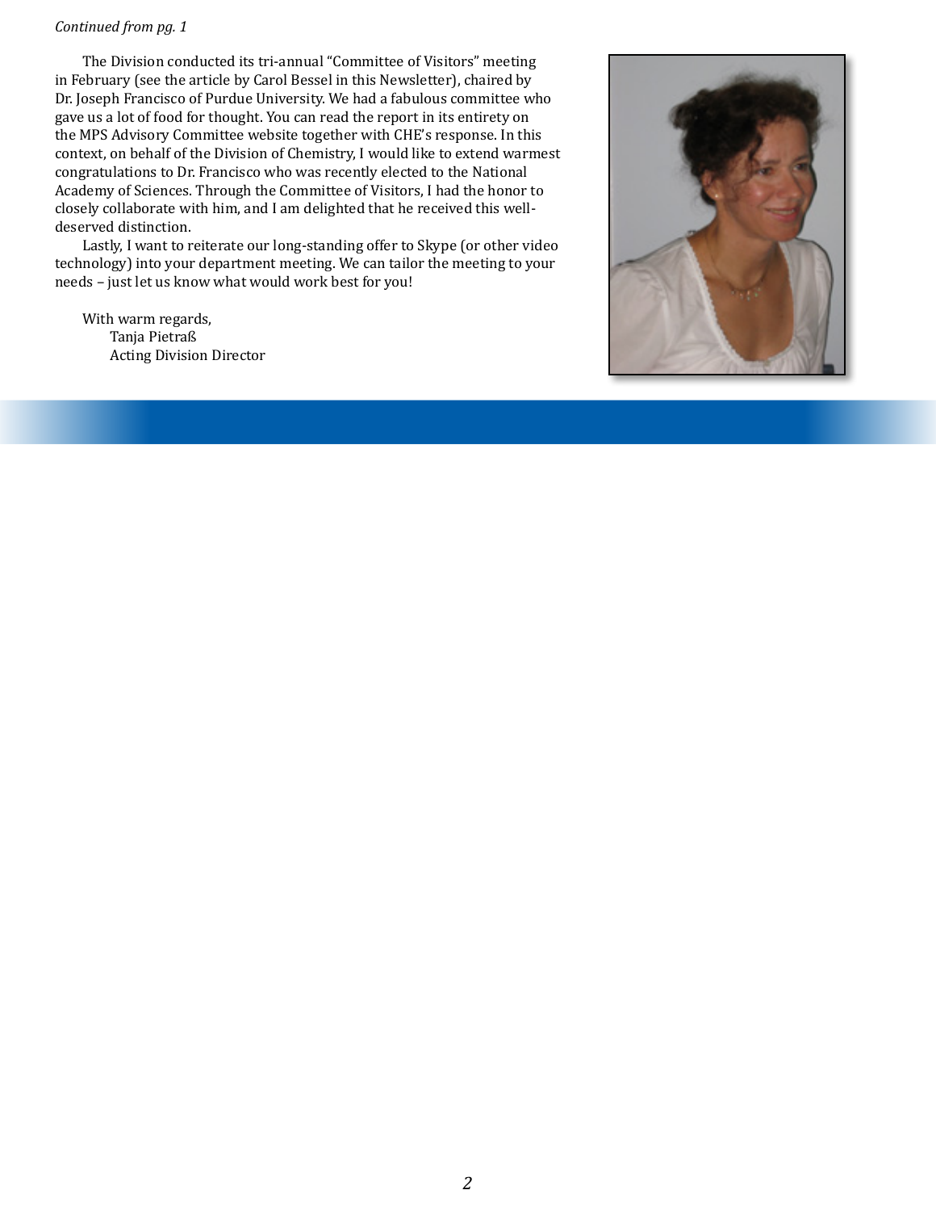*Continued from pg. 1*

The Division conducted its tri-annual "Committee of Visitors" meeting in February (see the article by Carol Bessel in this Newsletter), chaired by Dr. Joseph Francisco of Purdue University. We had a fabulous committee who gave us a lot of food for thought. You can read the report in its entirety on the MPS Advisory Committee website together with CHE's response. In this context, on behalf of the Division of Chemistry, I would like to extend warmest congratulations to Dr. Francisco who was recently elected to the National Academy of Sciences. Through the Committee of Visitors, I had the honor to closely collaborate with him, and I am delighted that he received this well-deserved distinction.

Lastly, I want to reiterate our long-standing offer to Skype (or other video technology) into your department meeting. We can tailor the meeting to your needs – just let us know what would work best for you!

With warm regards,
Tanja Pietraß
Acting Division Director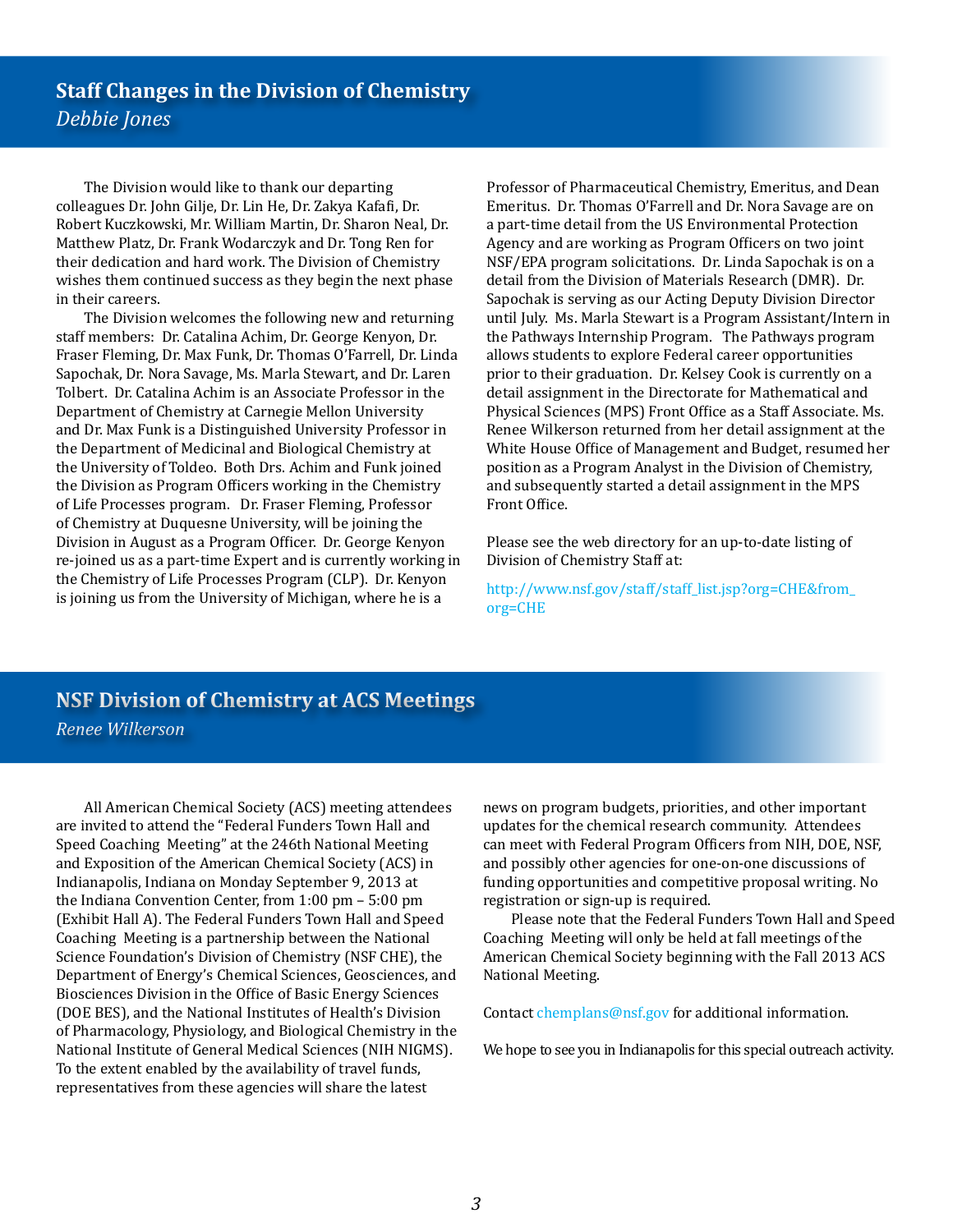## Staff Changes in the Division of Chemistry

*Debbie Jones*

The Division would like to thank our departing colleagues Dr. John Gilje, Dr. Lin He, Dr. Zakya Kafafi, Dr. Robert Kuczkowski, Mr. William Martin, Dr. Sharon Neal, Dr. Matthew Platz, Dr. Frank Wodarczyk and Dr. Tong Ren for their dedication and hard work. The Division of Chemistry wishes them continued success as they begin the next phase in their careers.

The Division welcomes the following new and returning staff members: Dr. Catalina Achim, Dr. George Kenyon, Dr. Fraser Fleming, Dr. Max Funk, Dr. Thomas O'Farrell, Dr. Linda Sapochak, Dr. Nora Savage, Ms. Marla Stewart, and Dr. Laren Tolbert. Dr. Catalina Achim is an Associate Professor in the Department of Chemistry at Carnegie Mellon University and Dr. Max Funk is a Distinguished University Professor in the Department of Medicinal and Biological Chemistry at the University of Toldeo. Both Drs. Achim and Funk joined the Division as Program Officers working in the Chemistry of Life Processes program. Dr. Fraser Fleming, Professor of Chemistry at Duquesne University, will be joining the Division in August as a Program Officer. Dr. George Kenyon re-joined us as a part-time Expert and is currently working in the Chemistry of Life Processes Program (CLP). Dr. Kenyon is joining us from the University of Michigan, where he is a Professor of Pharmaceutical Chemistry, Emeritus, and Dean Emeritus. Dr. Thomas O'Farrell and Dr. Nora Savage are on a part-time detail from the US Environmental Protection Agency and are working as Program Officers on two joint NSF/EPA program solicitations. Dr. Linda Sapochak is on a detail from the Division of Materials Research (DMR). Dr. Sapochak is serving as our Acting Deputy Division Director until July. Ms. Marla Stewart is a Program Assistant/Intern in the Pathways Internship Program. The Pathways program allows students to explore Federal career opportunities prior to their graduation. Dr. Kelsey Cook is currently on a detail assignment in the Directorate for Mathematical and Physical Sciences (MPS) Front Office as a Staff Associate. Ms. Renee Wilkerson returned from her detail assignment at the White House Office of Management and Budget, resumed her position as a Program Analyst in the Division of Chemistry, and subsequently started a detail assignment in the MPS Front Office.

Please see the web directory for an up-to-date listing of Division of Chemistry Staff at:

http://www.nsf.gov/staff/staff_list.jsp?org=CHE&from_org=CHE

## NSF Division of Chemistry at ACS Meetings

*Renee Wilkerson*

All American Chemical Society (ACS) meeting attendees are invited to attend the "Federal Funders Town Hall and Speed Coaching Meeting" at the 246th National Meeting and Exposition of the American Chemical Society (ACS) in Indianapolis, Indiana on Monday September 9, 2013 at the Indiana Convention Center, from 1:00 pm – 5:00 pm (Exhibit Hall A). The Federal Funders Town Hall and Speed Coaching Meeting is a partnership between the National Science Foundation's Division of Chemistry (NSF CHE), the Department of Energy's Chemical Sciences, Geosciences, and Biosciences Division in the Office of Basic Energy Sciences (DOE BES), and the National Institutes of Health's Division of Pharmacology, Physiology, and Biological Chemistry in the National Institute of General Medical Sciences (NIH NIGMS). To the extent enabled by the availability of travel funds, representatives from these agencies will share the latest news on program budgets, priorities, and other important updates for the chemical research community. Attendees can meet with Federal Program Officers from NIH, DOE, NSF, and possibly other agencies for one-on-one discussions of funding opportunities and competitive proposal writing. No registration or sign-up is required.

Please note that the Federal Funders Town Hall and Speed Coaching Meeting will only be held at fall meetings of the American Chemical Society beginning with the Fall 2013 ACS National Meeting.

Contact chemplans@nsf.gov for additional information.

We hope to see you in Indianapolis for this special outreach activity.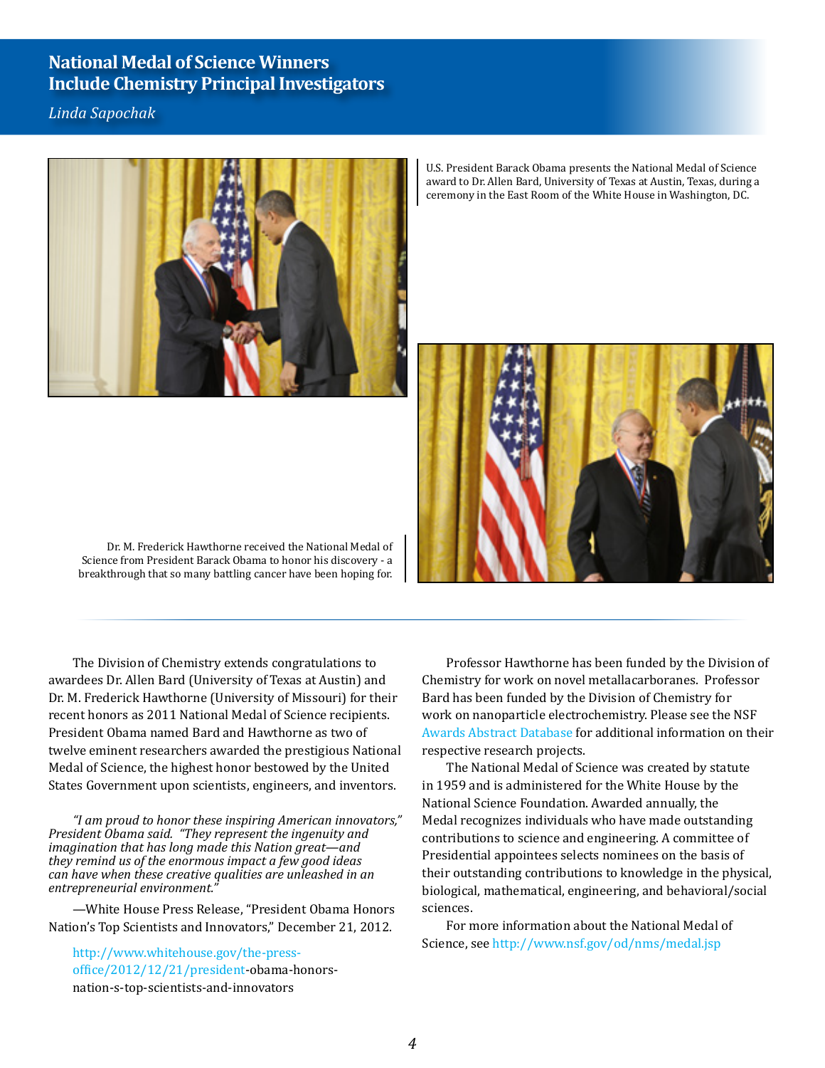# National Medal of Science Winners Include Chemistry Principal Investigators

*Linda Sapochak*

U.S. President Barack Obama presents the National Medal of Science award to Dr. Allen Bard, University of Texas at Austin, Texas, during a ceremony in the East Room of the White House in Washington, DC.

Dr. M. Frederick Hawthorne received the National Medal of Science from President Barack Obama to honor his discovery - a breakthrough that so many battling cancer have been hoping for.

The Division of Chemistry extends congratulations to awardees Dr. Allen Bard (University of Texas at Austin) and Dr. M. Frederick Hawthorne (University of Missouri) for their recent honors as 2011 National Medal of Science recipients. President Obama named Bard and Hawthorne as two of twelve eminent researchers awarded the prestigious National Medal of Science, the highest honor bestowed by the United States Government upon scientists, engineers, and inventors.

*"I am proud to honor these inspiring American innovators," President Obama said. "They represent the ingenuity and imagination that has long made this Nation great—and they remind us of the enormous impact a few good ideas can have when these creative qualities are unleashed in an entrepreneurial environment."*

—White House Press Release, "President Obama Honors Nation's Top Scientists and Innovators," December 21, 2012.

http://www.whitehouse.gov/the-press-office/2012/12/21/president-obama-honors-nation-s-top-scientists-and-innovators

Professor Hawthorne has been funded by the Division of Chemistry for work on novel metallacarboranes. Professor Bard has been funded by the Division of Chemistry for work on nanoparticle electrochemistry. Please see the NSF Awards Abstract Database for additional information on their respective research projects.

The National Medal of Science was created by statute in 1959 and is administered for the White House by the National Science Foundation. Awarded annually, the Medal recognizes individuals who have made outstanding contributions to science and engineering. A committee of Presidential appointees selects nominees on the basis of their outstanding contributions to knowledge in the physical, biological, mathematical, engineering, and behavioral/social sciences.

For more information about the National Medal of Science, see http://www.nsf.gov/od/nms/medal.jsp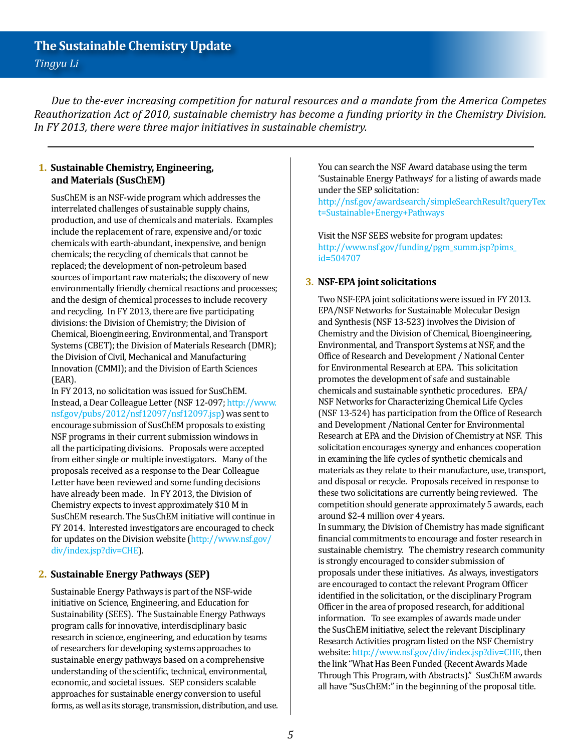## The Sustainable Chemistry Update

*Tingyu Li*

*Due to the-ever increasing competition for natural resources and a mandate from the America Competes Reauthorization Act of 2010, sustainable chemistry has become a funding priority in the Chemistry Division. In FY 2013, there were three major initiatives in sustainable chemistry.*

---

### 1. Sustainable Chemistry, Engineering, and Materials (SusChEM)

SusChEM is an NSF-wide program which addresses the interrelated challenges of sustainable supply chains, production, and use of chemicals and materials. Examples include the replacement of rare, expensive and/or toxic chemicals with earth-abundant, inexpensive, and benign chemicals; the recycling of chemicals that cannot be replaced; the development of non-petroleum based sources of important raw materials; the discovery of new environmentally friendly chemical reactions and processes; and the design of chemical processes to include recovery and recycling. In FY 2013, there are five participating divisions: the Division of Chemistry; the Division of Chemical, Bioengineering, Environmental, and Transport Systems (CBET); the Division of Materials Research (DMR); the Division of Civil, Mechanical and Manufacturing Innovation (CMMI); and the Division of Earth Sciences (EAR).

In FY 2013, no solicitation was issued for SusChEM. Instead, a Dear Colleague Letter (NSF 12-097; http://www.nsf.gov/pubs/2012/nsf12097/nsf12097.jsp) was sent to encourage submission of SusChEM proposals to existing NSF programs in their current submission windows in all the participating divisions. Proposals were accepted from either single or multiple investigators. Many of the proposals received as a response to the Dear Colleague Letter have been reviewed and some funding decisions have already been made. In FY 2013, the Division of Chemistry expects to invest approximately $10 M in SusChEM research. The SusChEM initiative will continue in FY 2014. Interested investigators are encouraged to check for updates on the Division website (http://www.nsf.gov/div/index.jsp?div=CHE).

### 2. Sustainable Energy Pathways (SEP)

Sustainable Energy Pathways is part of the NSF-wide initiative on Science, Engineering, and Education for Sustainability (SEES). The Sustainable Energy Pathways program calls for innovative, interdisciplinary basic research in science, engineering, and education by teams of researchers for developing systems approaches to sustainable energy pathways based on a comprehensive understanding of the scientific, technical, environmental, economic, and societal issues. SEP considers scalable approaches for sustainable energy conversion to useful forms, as well as its storage, transmission, distribution, and use.

You can search the NSF Award database using the term 'Sustainable Energy Pathways' for a listing of awards made under the SEP solicitation: http://nsf.gov/awardsearch/simpleSearchResult?queryText=Sustainable+Energy+Pathways

Visit the NSF SEES website for program updates: http://www.nsf.gov/funding/pgm_summ.jsp?pims_id=504707

### 3. NSF-EPA joint solicitations

Two NSF-EPA joint solicitations were issued in FY 2013. EPA/NSF Networks for Sustainable Molecular Design and Synthesis (NSF 13-523) involves the Division of Chemistry and the Division of Chemical, Bioengineering, Environmental, and Transport Systems at NSF, and the Office of Research and Development / National Center for Environmental Research at EPA. This solicitation promotes the development of safe and sustainable chemicals and sustainable synthetic procedures. EPA/NSF Networks for Characterizing Chemical Life Cycles (NSF 13-524) has participation from the Office of Research and Development /National Center for Environmental Research at EPA and the Division of Chemistry at NSF. This solicitation encourages synergy and enhances cooperation in examining the life cycles of synthetic chemicals and materials as they relate to their manufacture, use, transport, and disposal or recycle. Proposals received in response to these two solicitations are currently being reviewed. The competition should generate approximately 5 awards, each around $2-4 million over 4 years.

In summary, the Division of Chemistry has made significant financial commitments to encourage and foster research in sustainable chemistry. The chemistry research community is strongly encouraged to consider submission of proposals under these initiatives. As always, investigators are encouraged to contact the relevant Program Officer identified in the solicitation, or the disciplinary Program Officer in the area of proposed research, for additional information. To see examples of awards made under the SusChEM initiative, select the relevant Disciplinary Research Activities program listed on the NSF Chemistry website: http://www.nsf.gov/div/index.jsp?div=CHE, then the link "What Has Been Funded (Recent Awards Made Through This Program, with Abstracts)." SusChEM awards all have "SusChEM:" in the beginning of the proposal title.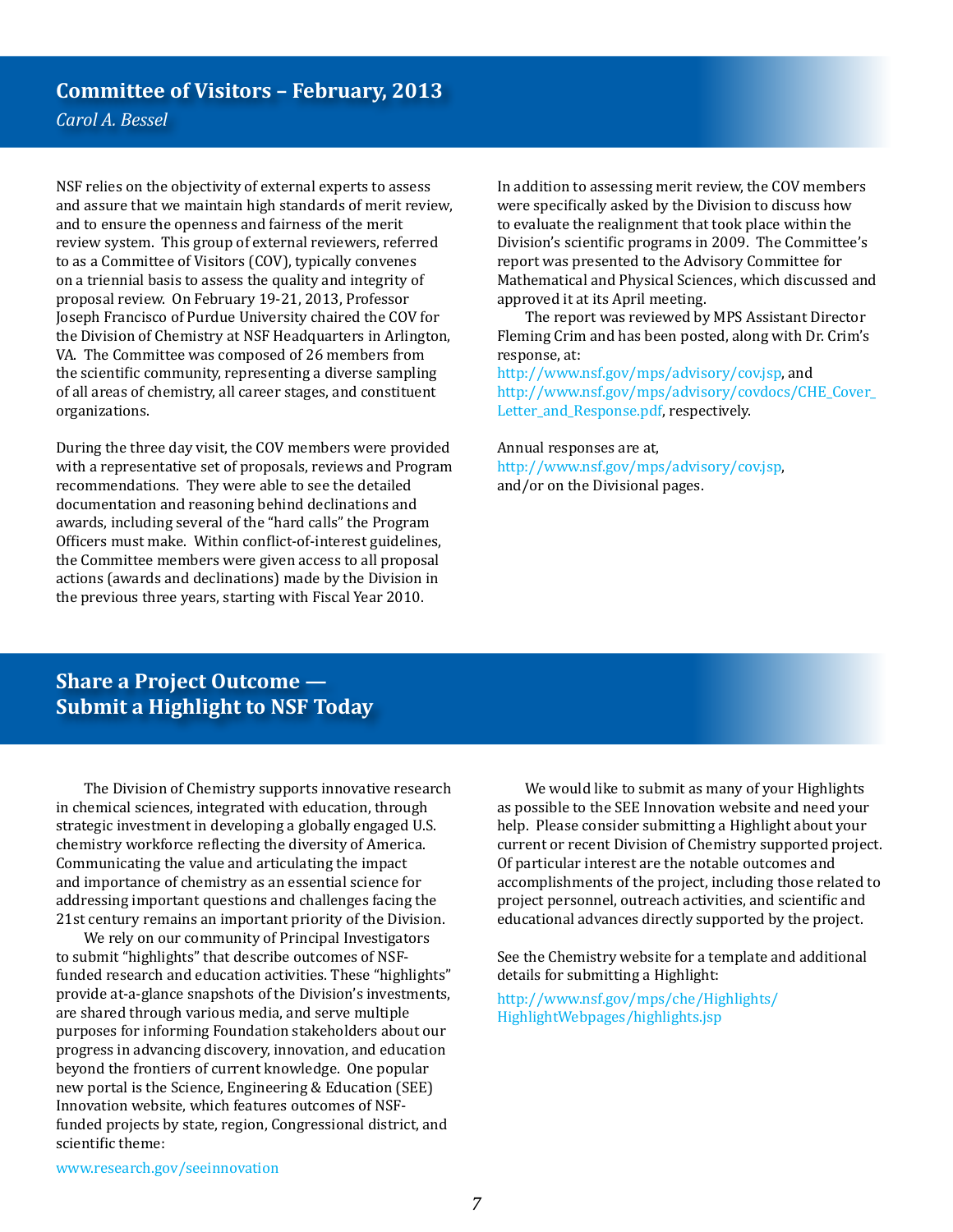## Committee of Visitors – February, 2013

*Carol A. Bessel*

NSF relies on the objectivity of external experts to assess and assure that we maintain high standards of merit review, and to ensure the openness and fairness of the merit review system. This group of external reviewers, referred to as a Committee of Visitors (COV), typically convenes on a triennial basis to assess the quality and integrity of proposal review. On February 19-21, 2013, Professor Joseph Francisco of Purdue University chaired the COV for the Division of Chemistry at NSF Headquarters in Arlington, VA. The Committee was composed of 26 members from the scientific community, representing a diverse sampling of all areas of chemistry, all career stages, and constituent organizations.

During the three day visit, the COV members were provided with a representative set of proposals, reviews and Program recommendations. They were able to see the detailed documentation and reasoning behind declinations and awards, including several of the "hard calls" the Program Officers must make. Within conflict-of-interest guidelines, the Committee members were given access to all proposal actions (awards and declinations) made by the Division in the previous three years, starting with Fiscal Year 2010.

In addition to assessing merit review, the COV members were specifically asked by the Division to discuss how to evaluate the realignment that took place within the Division's scientific programs in 2009. The Committee's report was presented to the Advisory Committee for Mathematical and Physical Sciences, which discussed and approved it at its April meeting.

The report was reviewed by MPS Assistant Director Fleming Crim and has been posted, along with Dr. Crim's response, at:
http://www.nsf.gov/mps/advisory/cov.jsp, and
http://www.nsf.gov/mps/advisory/covdocs/CHE_Cover_Letter_and_Response.pdf, respectively.

Annual responses are at,
http://www.nsf.gov/mps/advisory/cov.jsp,
and/or on the Divisional pages.

## Share a Project Outcome — Submit a Highlight to NSF Today

The Division of Chemistry supports innovative research in chemical sciences, integrated with education, through strategic investment in developing a globally engaged U.S. chemistry workforce reflecting the diversity of America. Communicating the value and articulating the impact and importance of chemistry as an essential science for addressing important questions and challenges facing the 21st century remains an important priority of the Division.

We rely on our community of Principal Investigators to submit "highlights" that describe outcomes of NSF-funded research and education activities. These "highlights" provide at-a-glance snapshots of the Division's investments, are shared through various media, and serve multiple purposes for informing Foundation stakeholders about our progress in advancing discovery, innovation, and education beyond the frontiers of current knowledge. One popular new portal is the Science, Engineering & Education (SEE) Innovation website, which features outcomes of NSF-funded projects by state, region, Congressional district, and scientific theme:

www.research.gov/seeinnovation

We would like to submit as many of your Highlights as possible to the SEE Innovation website and need your help. Please consider submitting a Highlight about your current or recent Division of Chemistry supported project. Of particular interest are the notable outcomes and accomplishments of the project, including those related to project personnel, outreach activities, and scientific and educational advances directly supported by the project.

See the Chemistry website for a template and additional details for submitting a Highlight:

http://www.nsf.gov/mps/che/Highlights/HighlightWebpages/highlights.jsp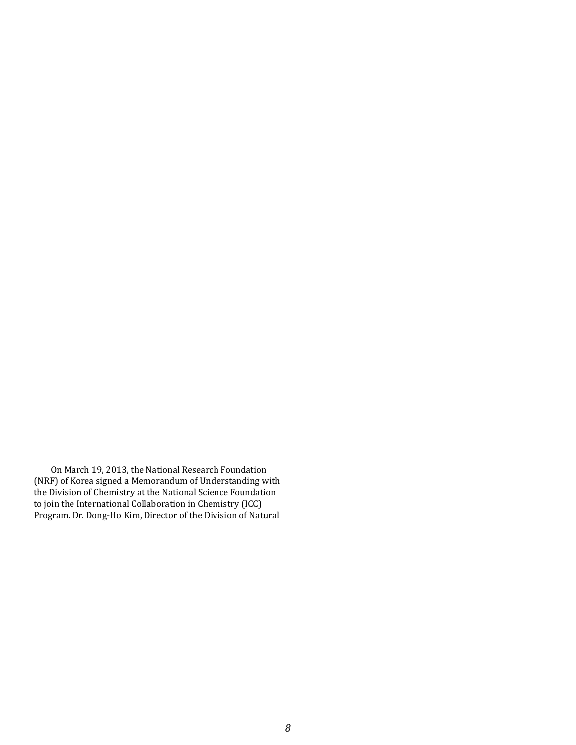On March 19, 2013, the National Research Foundation (NRF) of Korea signed a Memorandum of Understanding with the Division of Chemistry at the National Science Foundation to join the International Collaboration in Chemistry (ICC) Program. Dr. Dong-Ho Kim, Director of the Division of Natural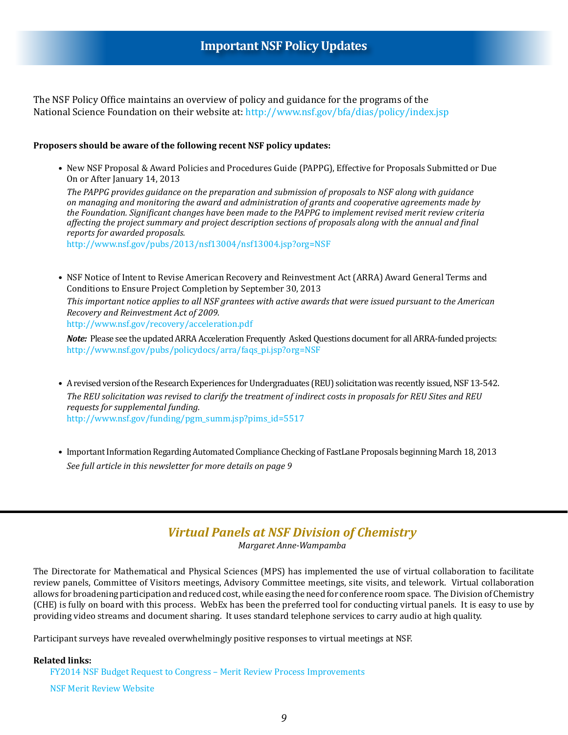# Important NSF Policy Updates

The NSF Policy Office maintains an overview of policy and guidance for the programs of the National Science Foundation on their website at: http://www.nsf.gov/bfa/dias/policy/index.jsp

**Proposers should be aware of the following recent NSF policy updates:**

- New NSF Proposal & Award Policies and Procedures Guide (PAPPG), Effective for Proposals Submitted or Due On or After January 14, 2013

  *The PAPPG provides guidance on the preparation and submission of proposals to NSF along with guidance on managing and monitoring the award and administration of grants and cooperative agreements made by the Foundation. Significant changes have been made to the PAPPG to implement revised merit review criteria affecting the project summary and project description sections of proposals along with the annual and final reports for awarded proposals.*

  http://www.nsf.gov/pubs/2013/nsf13004/nsf13004.jsp?org=NSF

- NSF Notice of Intent to Revise American Recovery and Reinvestment Act (ARRA) Award General Terms and Conditions to Ensure Project Completion by September 30, 2013

  *This important notice applies to all NSF grantees with active awards that were issued pursuant to the American Recovery and Reinvestment Act of 2009.*

  http://www.nsf.gov/recovery/acceleration.pdf

  ***Note:*** Please see the updated ARRA Acceleration Frequently Asked Questions document for all ARRA-funded projects: http://www.nsf.gov/pubs/policydocs/arra/faqs_pi.jsp?org=NSF

- A revised version of the Research Experiences for Undergraduates (REU) solicitation was recently issued, NSF 13-542.

  *The REU solicitation was revised to clarify the treatment of indirect costs in proposals for REU Sites and REU requests for supplemental funding.*

  http://www.nsf.gov/funding/pgm_summ.jsp?pims_id=5517

- Important Information Regarding Automated Compliance Checking of FastLane Proposals beginning March 18, 2013

  *See full article in this newsletter for more details on page 9*

## *Virtual Panels at NSF Division of Chemistry*

*Margaret Anne-Wampamba*

The Directorate for Mathematical and Physical Sciences (MPS) has implemented the use of virtual collaboration to facilitate review panels, Committee of Visitors meetings, Advisory Committee meetings, site visits, and telework. Virtual collaboration allows for broadening participation and reduced cost, while easing the need for conference room space. The Division of Chemistry (CHE) is fully on board with this process. WebEx has been the preferred tool for conducting virtual panels. It is easy to use by providing video streams and document sharing. It uses standard telephone services to carry audio at high quality.

Participant surveys have revealed overwhelmingly positive responses to virtual meetings at NSF.

**Related links:**

FY2014 NSF Budget Request to Congress – Merit Review Process Improvements

NSF Merit Review Website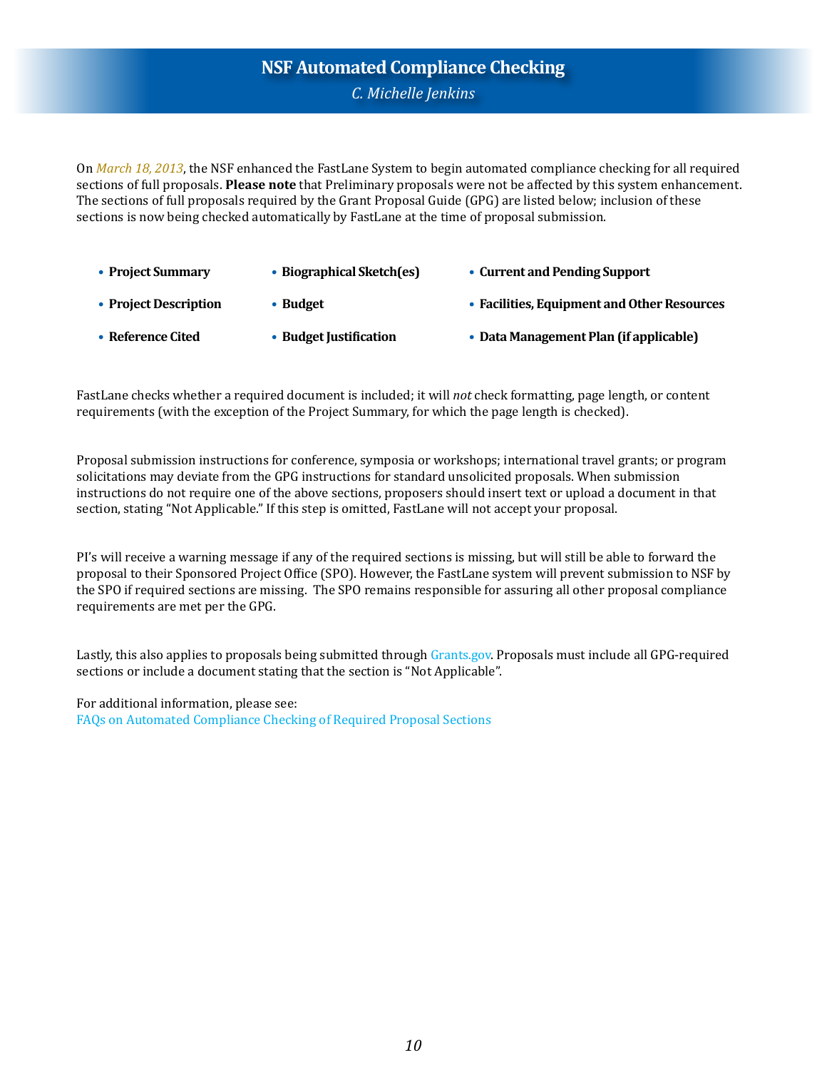# NSF Automated Compliance Checking

*C. Michelle Jenkins*

On *March 18, 2013*, the NSF enhanced the FastLane System to begin automated compliance checking for all required sections of full proposals. **Please note** that Preliminary proposals were not be affected by this system enhancement. The sections of full proposals required by the Grant Proposal Guide (GPG) are listed below; inclusion of these sections is now being checked automatically by FastLane at the time of proposal submission.

- **Project Summary**
- **Project Description**
- **Reference Cited**
- **Biographical Sketch(es)**
- **Budget**
- **Budget Justification**
- **Current and Pending Support**
- **Facilities, Equipment and Other Resources**
- **Data Management Plan (if applicable)**

FastLane checks whether a required document is included; it will *not* check formatting, page length, or content requirements (with the exception of the Project Summary, for which the page length is checked).

Proposal submission instructions for conference, symposia or workshops; international travel grants; or program solicitations may deviate from the GPG instructions for standard unsolicited proposals. When submission instructions do not require one of the above sections, proposers should insert text or upload a document in that section, stating “Not Applicable.” If this step is omitted, FastLane will not accept your proposal.

PI’s will receive a warning message if any of the required sections is missing, but will still be able to forward the proposal to their Sponsored Project Office (SPO). However, the FastLane system will prevent submission to NSF by the SPO if required sections are missing. The SPO remains responsible for assuring all other proposal compliance requirements are met per the GPG.

Lastly, this also applies to proposals being submitted through Grants.gov. Proposals must include all GPG-required sections or include a document stating that the section is “Not Applicable”.

For additional information, please see:
FAQs on Automated Compliance Checking of Required Proposal Sections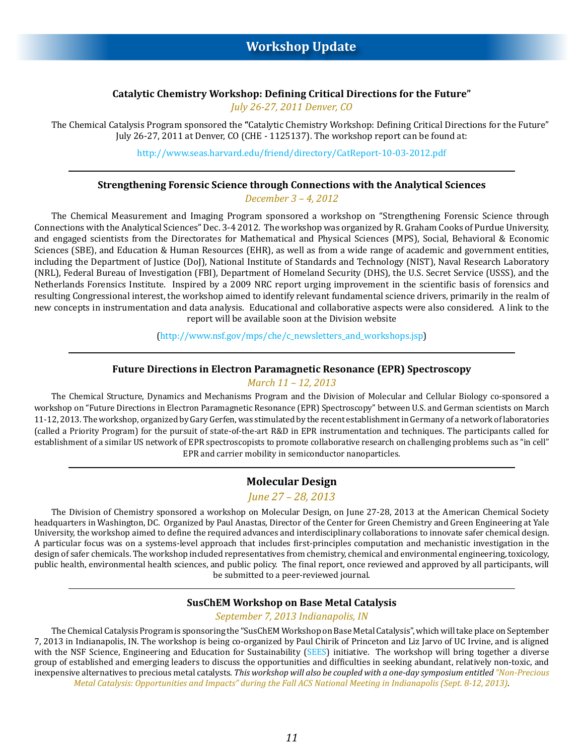# Workshop Update

### Catalytic Chemistry Workshop: Defining Critical Directions for the Future"

*July 26-27, 2011 Denver, CO*

The Chemical Catalysis Program sponsored the "Catalytic Chemistry Workshop: Defining Critical Directions for the Future" July 26-27, 2011 at Denver, CO (CHE - 1125137). The workshop report can be found at:

http://www.seas.harvard.edu/friend/directory/CatReport-10-03-2012.pdf

---

### Strengthening Forensic Science through Connections with the Analytical Sciences

*December 3 – 4, 2012*

The Chemical Measurement and Imaging Program sponsored a workshop on "Strengthening Forensic Science through Connections with the Analytical Sciences" Dec. 3-4 2012. The workshop was organized by R. Graham Cooks of Purdue University, and engaged scientists from the Directorates for Mathematical and Physical Sciences (MPS), Social, Behavioral & Economic Sciences (SBE), and Education & Human Resources (EHR), as well as from a wide range of academic and government entities, including the Department of Justice (DoJ), National Institute of Standards and Technology (NIST), Naval Research Laboratory (NRL), Federal Bureau of Investigation (FBI), Department of Homeland Security (DHS), the U.S. Secret Service (USSS), and the Netherlands Forensics Institute. Inspired by a 2009 NRC report urging improvement in the scientific basis of forensics and resulting Congressional interest, the workshop aimed to identify relevant fundamental science drivers, primarily in the realm of new concepts in instrumentation and data analysis. Educational and collaborative aspects were also considered. A link to the report will be available soon at the Division website

(http://www.nsf.gov/mps/che/c_newsletters_and_workshops.jsp)

---

### Future Directions in Electron Paramagnetic Resonance (EPR) Spectroscopy

*March 11 – 12, 2013*

The Chemical Structure, Dynamics and Mechanisms Program and the Division of Molecular and Cellular Biology co-sponsored a workshop on "Future Directions in Electron Paramagnetic Resonance (EPR) Spectroscopy" between U.S. and German scientists on March 11-12, 2013. The workshop, organized by Gary Gerfen, was stimulated by the recent establishment in Germany of a network of laboratories (called a Priority Program) for the pursuit of state-of-the-art R&D in EPR instrumentation and techniques. The participants called for establishment of a similar US network of EPR spectroscopists to promote collaborative research on challenging problems such as "in cell" EPR and carrier mobility in semiconductor nanoparticles.

---

### Molecular Design

*June 27 – 28, 2013*

The Division of Chemistry sponsored a workshop on Molecular Design, on June 27-28, 2013 at the American Chemical Society headquarters in Washington, DC. Organized by Paul Anastas, Director of the Center for Green Chemistry and Green Engineering at Yale University, the workshop aimed to define the required advances and interdisciplinary collaborations to innovate safer chemical design. A particular focus was on a systems-level approach that includes first-principles computation and mechanistic investigation in the design of safer chemicals. The workshop included representatives from chemistry, chemical and environmental engineering, toxicology, public health, environmental health sciences, and public policy. The final report, once reviewed and approved by all participants, will be submitted to a peer-reviewed journal.

---

### SusChEM Workshop on Base Metal Catalysis

*September 7, 2013 Indianapolis, IN*

The Chemical Catalysis Program is sponsoring the "SusChEM Workshop on Base Metal Catalysis", which will take place on September 7, 2013 in Indianapolis, IN. The workshop is being co-organized by Paul Chirik of Princeton and Liz Jarvo of UC Irvine, and is aligned with the NSF Science, Engineering and Education for Sustainability (SEES) initiative. The workshop will bring together a diverse group of established and emerging leaders to discuss the opportunities and difficulties in seeking abundant, relatively non-toxic, and inexpensive alternatives to precious metal catalysts. *This workshop will also be coupled with a one-day symposium entitled "Non-Precious Metal Catalysis: Opportunities and Impacts" during the Fall ACS National Meeting in Indianapolis (Sept. 8-12, 2013)*.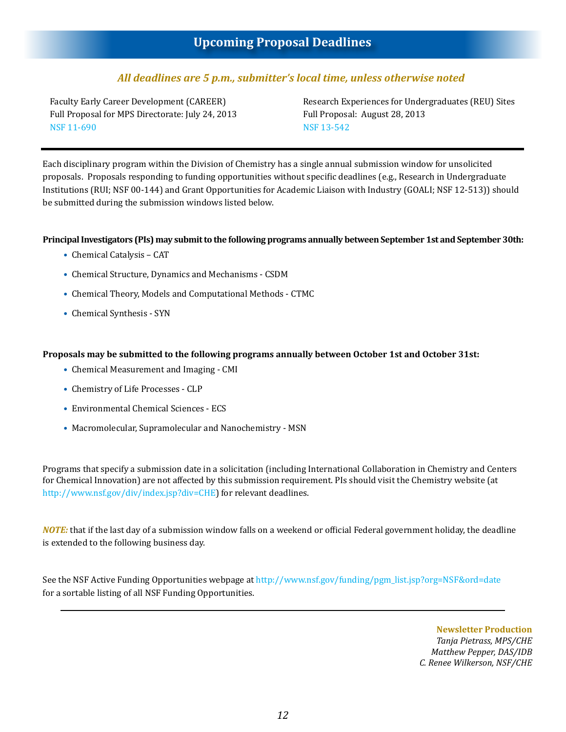## Upcoming Proposal Deadlines

***All deadlines are 5 p.m., submitter's local time, unless otherwise noted***

Faculty Early Career Development (CAREER)
Full Proposal for MPS Directorate: July 24, 2013
NSF 11-690

Research Experiences for Undergraduates (REU) Sites
Full Proposal: August 28, 2013
NSF 13-542

---

Each disciplinary program within the Division of Chemistry has a single annual submission window for unsolicited proposals. Proposals responding to funding opportunities without specific deadlines (e.g., Research in Undergraduate Institutions (RUI; NSF 00-144) and Grant Opportunities for Academic Liaison with Industry (GOALI; NSF 12-513)) should be submitted during the submission windows listed below.

**Principal Investigators (PIs) may submit to the following programs annually between September 1st and September 30th:**

- Chemical Catalysis – CAT
- Chemical Structure, Dynamics and Mechanisms - CSDM
- Chemical Theory, Models and Computational Methods - CTMC
- Chemical Synthesis - SYN

**Proposals may be submitted to the following programs annually between October 1st and October 31st:**

- Chemical Measurement and Imaging - CMI
- Chemistry of Life Processes - CLP
- Environmental Chemical Sciences - ECS
- Macromolecular, Supramolecular and Nanochemistry - MSN

Programs that specify a submission date in a solicitation (including International Collaboration in Chemistry and Centers for Chemical Innovation) are not affected by this submission requirement. PIs should visit the Chemistry website (at http://www.nsf.gov/div/index.jsp?div=CHE) for relevant deadlines.

***NOTE:*** that if the last day of a submission window falls on a weekend or official Federal government holiday, the deadline is extended to the following business day.

See the NSF Active Funding Opportunities webpage at http://www.nsf.gov/funding/pgm_list.jsp?org=NSF&ord=date for a sortable listing of all NSF Funding Opportunities.

---

**Newsletter Production**
*Tanja Pietrass, MPS/CHE*
*Matthew Pepper, DAS/IDB*
*C. Renee Wilkerson, NSF/CHE*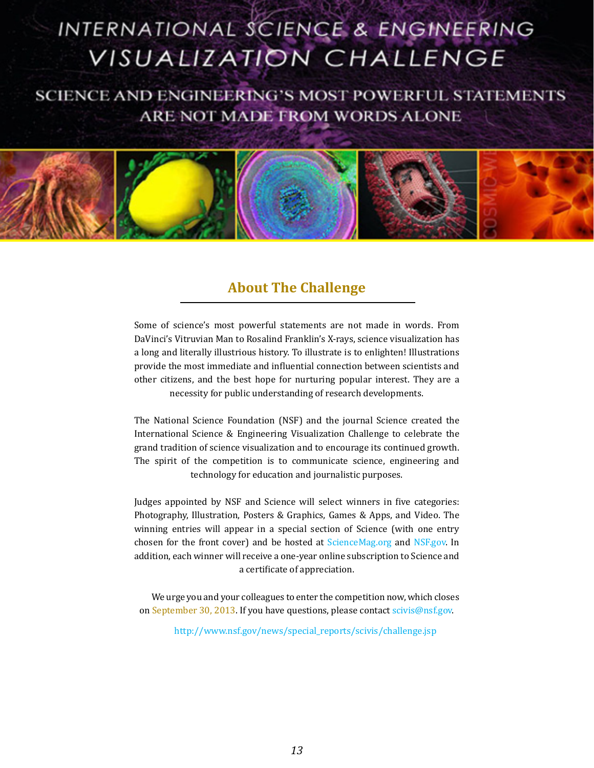# INTERNATIONAL SCIENCE & ENGINEERING VISUALIZATION CHALLENGE

SCIENCE AND ENGINEERING'S MOST POWERFUL STATEMENTS ARE NOT MADE FROM WORDS ALONE

## About The Challenge

Some of science's most powerful statements are not made in words. From DaVinci's Vitruvian Man to Rosalind Franklin's X-rays, science visualization has a long and literally illustrious history. To illustrate is to enlighten! Illustrations provide the most immediate and influential connection between scientists and other citizens, and the best hope for nurturing popular interest. They are a necessity for public understanding of research developments.

The National Science Foundation (NSF) and the journal Science created the International Science & Engineering Visualization Challenge to celebrate the grand tradition of science visualization and to encourage its continued growth. The spirit of the competition is to communicate science, engineering and technology for education and journalistic purposes.

Judges appointed by NSF and Science will select winners in five categories: Photography, Illustration, Posters & Graphics, Games & Apps, and Video. The winning entries will appear in a special section of Science (with one entry chosen for the front cover) and be hosted at ScienceMag.org and NSF.gov. In addition, each winner will receive a one-year online subscription to Science and a certificate of appreciation.

We urge you and your colleagues to enter the competition now, which closes on September 30, 2013. If you have questions, please contact scivis@nsf.gov.

http://www.nsf.gov/news/special_reports/scivis/challenge.jsp